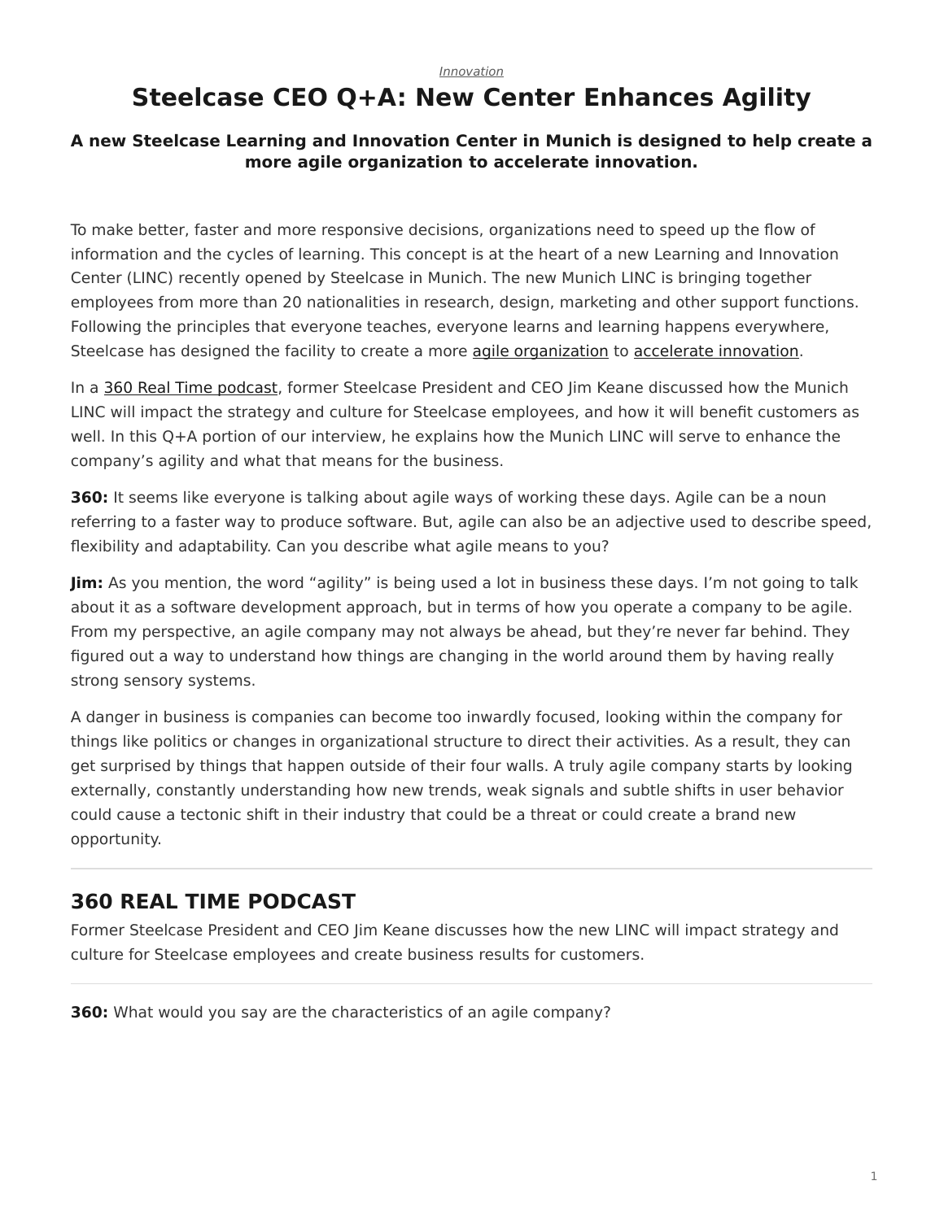*Innovation*

# Steelcase CEO Q+A: New Center Enhances Agility

**A new Steelcase Learning and Innovation Center in Munich is designed to help create a more agile organization to accelerate innovation.**

To make better, faster and more responsive decisions, organizations need to speed up the flow of information and the cycles of learning. This concept is at the heart of a new Learning and Innovation Center (LINC) recently opened by Steelcase in Munich. The new Munich LINC is bringing together employees from more than 20 nationalities in research, design, marketing and other support functions. Following the principles that everyone teaches, everyone learns and learning happens everywhere, Steelcase has designed the facility to create a more agile organization to accelerate innovation.

In a 360 Real Time podcast, former Steelcase President and CEO Jim Keane discussed how the Munich LINC will impact the strategy and culture for Steelcase employees, and how it will benefit customers as well. In this Q+A portion of our interview, he explains how the Munich LINC will serve to enhance the company's agility and what that means for the business.

**360:** It seems like everyone is talking about agile ways of working these days. Agile can be a noun referring to a faster way to produce software. But, agile can also be an adjective used to describe speed, flexibility and adaptability. Can you describe what agile means to you?

**Jim:** As you mention, the word "agility" is being used a lot in business these days. I'm not going to talk about it as a software development approach, but in terms of how you operate a company to be agile. From my perspective, an agile company may not always be ahead, but they're never far behind. They figured out a way to understand how things are changing in the world around them by having really strong sensory systems.

A danger in business is companies can become too inwardly focused, looking within the company for things like politics or changes in organizational structure to direct their activities. As a result, they can get surprised by things that happen outside of their four walls. A truly agile company starts by looking externally, constantly understanding how new trends, weak signals and subtle shifts in user behavior could cause a tectonic shift in their industry that could be a threat or could create a brand new opportunity.

---

## 360 REAL TIME PODCAST

Former Steelcase President and CEO Jim Keane discusses how the new LINC will impact strategy and culture for Steelcase employees and create business results for customers.

---

**360:** What would you say are the characteristics of an agile company?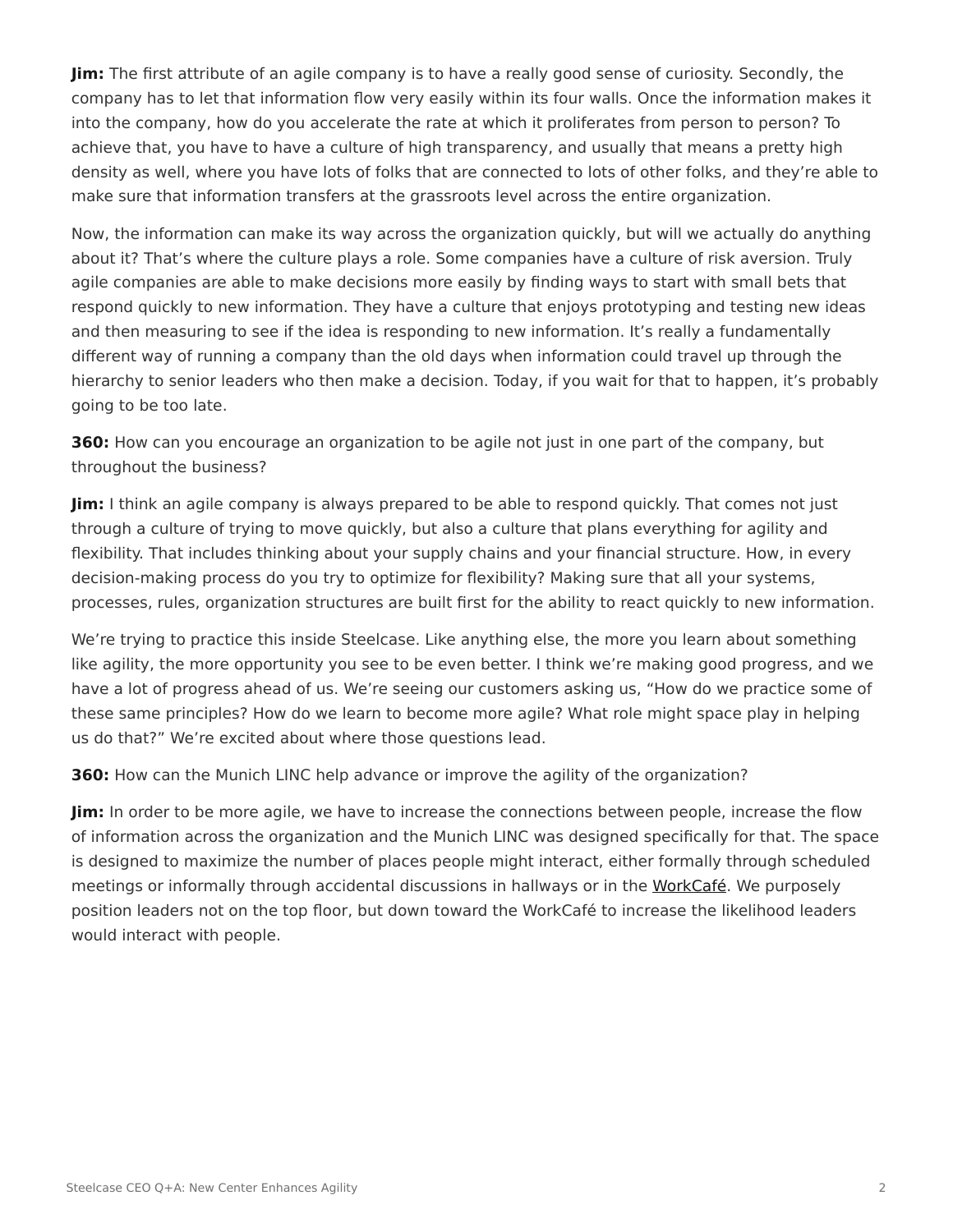**Jim:** The first attribute of an agile company is to have a really good sense of curiosity. Secondly, the company has to let that information flow very easily within its four walls. Once the information makes it into the company, how do you accelerate the rate at which it proliferates from person to person? To achieve that, you have to have a culture of high transparency, and usually that means a pretty high density as well, where you have lots of folks that are connected to lots of other folks, and they're able to make sure that information transfers at the grassroots level across the entire organization.

Now, the information can make its way across the organization quickly, but will we actually do anything about it? That's where the culture plays a role. Some companies have a culture of risk aversion. Truly agile companies are able to make decisions more easily by finding ways to start with small bets that respond quickly to new information. They have a culture that enjoys prototyping and testing new ideas and then measuring to see if the idea is responding to new information. It's really a fundamentally different way of running a company than the old days when information could travel up through the hierarchy to senior leaders who then make a decision. Today, if you wait for that to happen, it's probably going to be too late.

**360:** How can you encourage an organization to be agile not just in one part of the company, but throughout the business?

**Jim:** I think an agile company is always prepared to be able to respond quickly. That comes not just through a culture of trying to move quickly, but also a culture that plans everything for agility and flexibility. That includes thinking about your supply chains and your financial structure. How, in every decision-making process do you try to optimize for flexibility? Making sure that all your systems, processes, rules, organization structures are built first for the ability to react quickly to new information.

We're trying to practice this inside Steelcase. Like anything else, the more you learn about something like agility, the more opportunity you see to be even better. I think we're making good progress, and we have a lot of progress ahead of us. We're seeing our customers asking us, "How do we practice some of these same principles? How do we learn to become more agile? What role might space play in helping us do that?" We're excited about where those questions lead.

**360:** How can the Munich LINC help advance or improve the agility of the organization?

**Jim:** In order to be more agile, we have to increase the connections between people, increase the flow of information across the organization and the Munich LINC was designed specifically for that. The space is designed to maximize the number of places people might interact, either formally through scheduled meetings or informally through accidental discussions in hallways or in the WorkCafé. We purposely position leaders not on the top floor, but down toward the WorkCafé to increase the likelihood leaders would interact with people.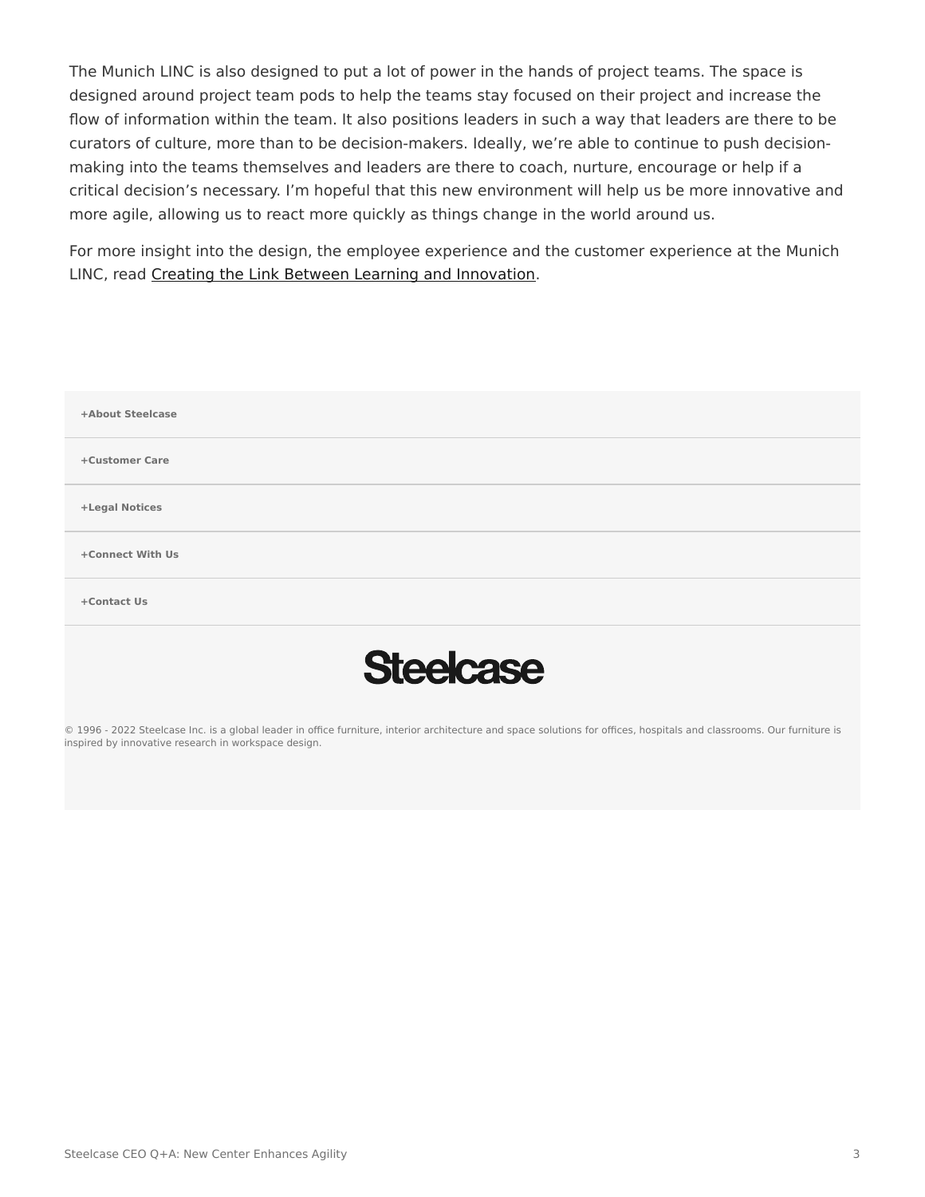The Munich LINC is also designed to put a lot of power in the hands of project teams. The space is designed around project team pods to help the teams stay focused on their project and increase the flow of information within the team. It also positions leaders in such a way that leaders are there to be curators of culture, more than to be decision-makers. Ideally, we're able to continue to push decision-making into the teams themselves and leaders are there to coach, nurture, encourage or help if a critical decision's necessary. I'm hopeful that this new environment will help us be more innovative and more agile, allowing us to react more quickly as things change in the world around us.

For more insight into the design, the employee experience and the customer experience at the Munich LINC, read Creating the Link Between Learning and Innovation.

**+About Steelcase**

**+Customer Care**

**+Legal Notices**

**+Connect With Us**

**+Contact Us**

Steelcase

© 1996 - 2022 Steelcase Inc. is a global leader in office furniture, interior architecture and space solutions for offices, hospitals and classrooms. Our furniture is inspired by innovative research in workspace design.